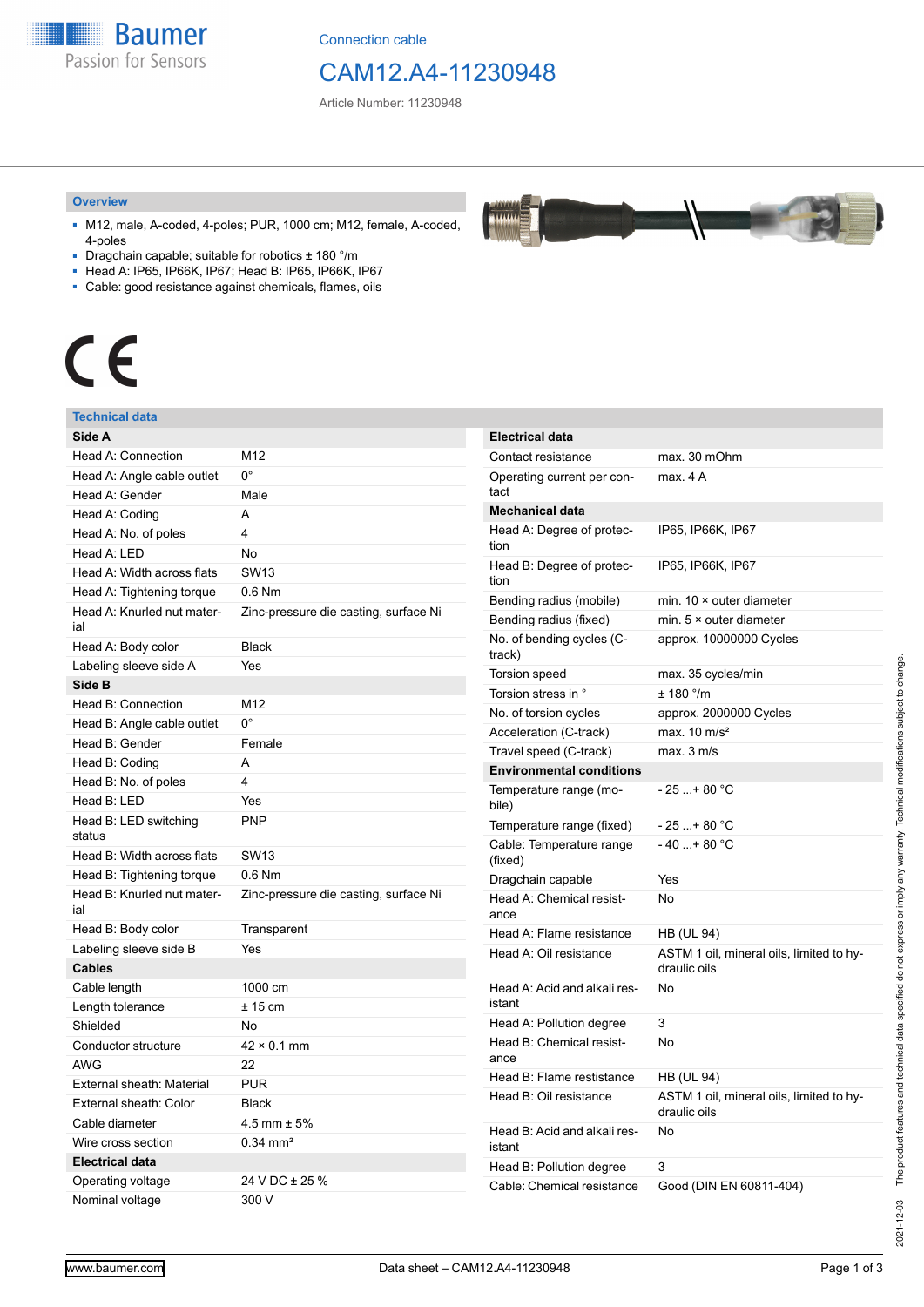Connection cable

# CAM12.A4-11230948

Article Number: 11230948

## Overview

- M12, male, A-coded, 4-poles; PUR, 1000 cm; M12, female, A-coded, 4-poles
- Dragchain capable; suitable for robotics ± 180 °/m
- Head A: IP65, IP66K, IP67; Head B: IP65, IP66K, IP67
- Cable: good resistance against chemicals, flames, oils

CE

## Technical data

| **Side A** | |
|---|---|
| Head A: Connection | M12 |
| Head A: Angle cable outlet | 0° |
| Head A: Gender | Male |
| Head A: Coding | A |
| Head A: No. of poles | 4 |
| Head A: LED | No |
| Head A: Width across flats | SW13 |
| Head A: Tightening torque | 0.6 Nm |
| Head A: Knurled nut material | Zinc-pressure die casting, surface Ni |
| Head A: Body color | Black |
| Labeling sleeve side A | Yes |
| **Side B** | |
| Head B: Connection | M12 |
| Head B: Angle cable outlet | 0° |
| Head B: Gender | Female |
| Head B: Coding | A |
| Head B: No. of poles | 4 |
| Head B: LED | Yes |
| Head B: LED switching status | PNP |
| Head B: Width across flats | SW13 |
| Head B: Tightening torque | 0.6 Nm |
| Head B: Knurled nut material | Zinc-pressure die casting, surface Ni |
| Head B: Body color | Transparent |
| Labeling sleeve side B | Yes |
| **Cables** | |
| Cable length | 1000 cm |
| Length tolerance | ± 15 cm |
| Shielded | No |
| Conductor structure | 42 × 0.1 mm |
| AWG | 22 |
| External sheath: Material | PUR |
| External sheath: Color | Black |
| Cable diameter | 4.5 mm ± 5% |
| Wire cross section | 0.34 mm² |
| **Electrical data** | |
| Operating voltage | 24 V DC ± 25 % |
| Nominal voltage | 300 V |

| **Electrical data** | |
|---|---|
| Contact resistance | max. 30 mOhm |
| Operating current per contact | max. 4 A |
| **Mechanical data** | |
| Head A: Degree of protection | IP65, IP66K, IP67 |
| Head B: Degree of protection | IP65, IP66K, IP67 |
| Bending radius (mobile) | min. 10 × outer diameter |
| Bending radius (fixed) | min. 5 × outer diameter |
| No. of bending cycles (C-track) | approx. 10000000 Cycles |
| Torsion speed | max. 35 cycles/min |
| Torsion stress in ° | ± 180 °/m |
| No. of torsion cycles | approx. 2000000 Cycles |
| Acceleration (C-track) | max. 10 m/s² |
| Travel speed (C-track) | max. 3 m/s |
| **Environmental conditions** | |
| Temperature range (mobile) | - 25 ...+ 80 °C |
| Temperature range (fixed) | - 25 ...+ 80 °C |
| Cable: Temperature range (fixed) | - 40 ...+ 80 °C |
| Dragchain capable | Yes |
| Head A: Chemical resistance | No |
| Head A: Flame resistance | HB (UL 94) |
| Head A: Oil resistance | ASTM 1 oil, mineral oils, limited to hydraulic oils |
| Head A: Acid and alkali resistant | No |
| Head A: Pollution degree | 3 |
| Head B: Chemical resistance | No |
| Head B: Flame resistance | HB (UL 94) |
| Head B: Oil resistance | ASTM 1 oil, mineral oils, limited to hydraulic oils |
| Head B: Acid and alkali resistant | No |
| Head B: Pollution degree | 3 |
| Cable: Chemical resistance | Good (DIN EN 60811-404) |

2021-12-03 The product features and technical data specified do not express or imply any warranty. Technical modifications subject to change.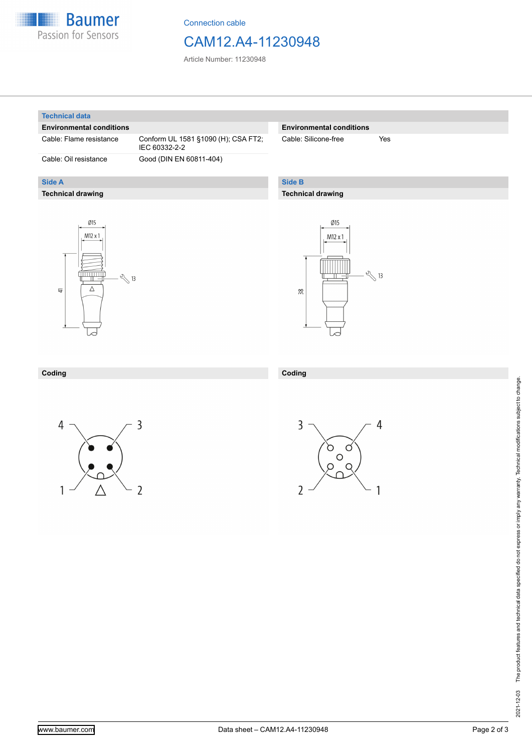Connection cable

# CAM12.A4-11230948

Article Number: 11230948

## Technical data

### Environmental conditions

| Environmental conditions | |
|---|---|
| Cable: Flame resistance | Conform UL 1581 §1090 (H); CSA FT2; IEC 60332-2-2 |
| Cable: Oil resistance | Good (DIN EN 60811-404) |

### Environmental conditions

| Environmental conditions | |
|---|---|
| Cable: Silicone-free | Yes |

## Side A

### Technical drawing

Ø15
M12 x 1
13
41

### Coding

4, 3, 1, 2

## Side B

### Technical drawing

Ø15
M12 x 1
13
38

### Coding

3, 4, 2, 1

2021-12-03 The product features and technical data specified do not express or imply any warranty. Technical modifications subject to change.

www.baumer.com

Data sheet – CAM12.A4-11230948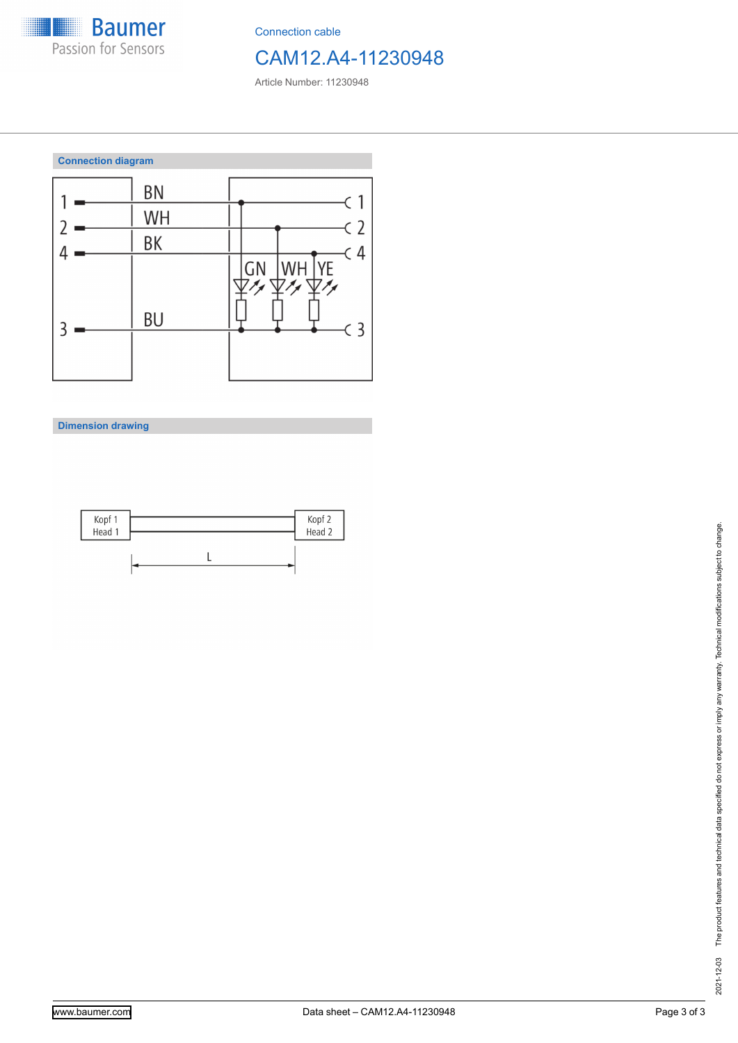Connection cable

# CAM12.A4-11230948

Article Number: 11230948

## Connection diagram

1 BN 1

2 WH 2

4 BK 4

GN WH YE

3 BU 3

## Dimension drawing

Kopf 1
Head 1

Kopf 2
Head 2

L

The product features and technical data specified do not express or imply any warranty. Technical modifications subject to change.

2021-12-03